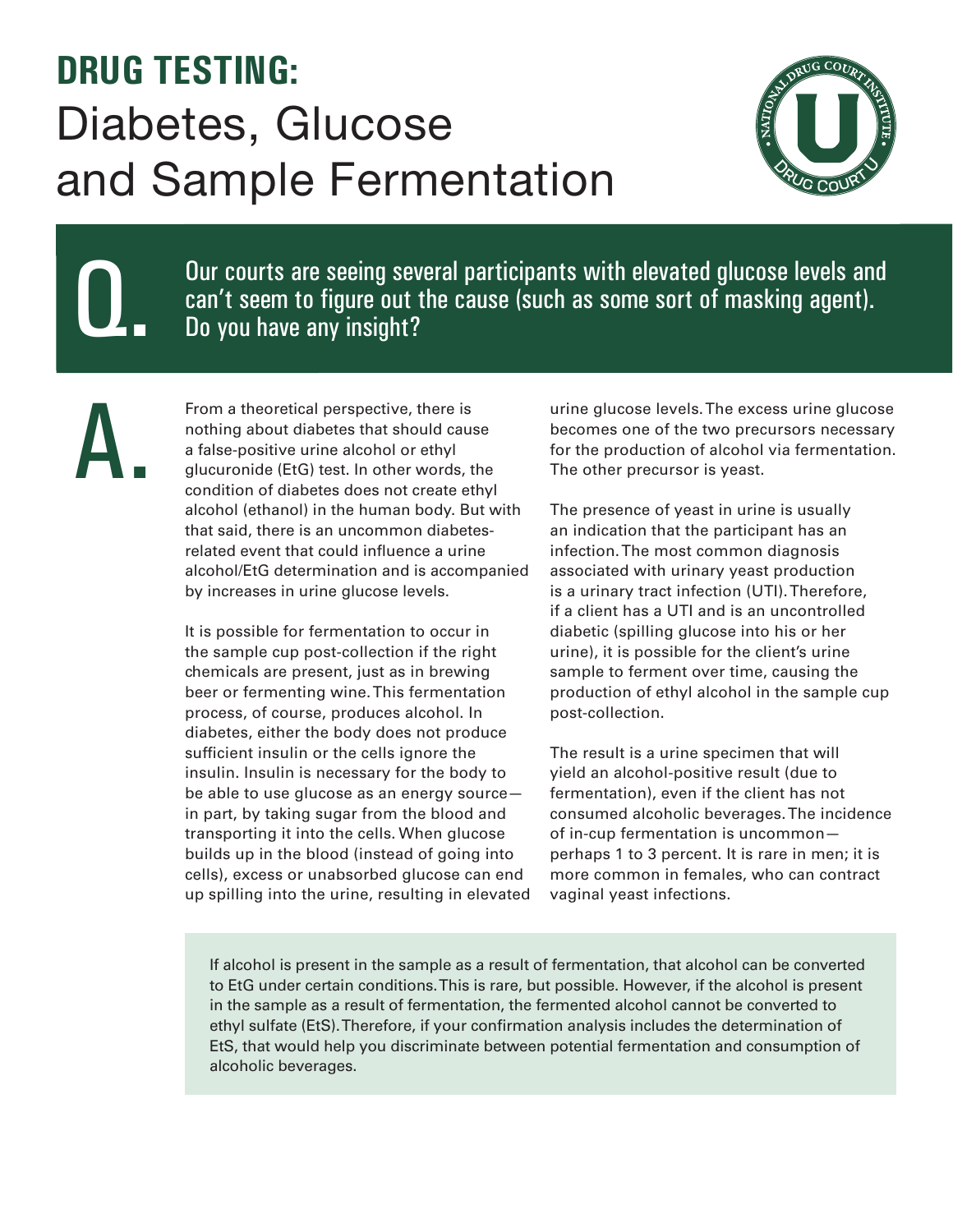# DRUG TESTING: Diabetes, Glucose and Sample Fermentation

**Q.** Our courts are seeing several participants with elevated glucose levels and can't seem to figure out the cause (such as some sort of masking agent). Do you have any insight?

**A.** From a theoretical perspective, there is nothing about diabetes that should cause a false-positive urine alcohol or ethyl glucuronide (EtG) test. In other words, the condition of diabetes does not create ethyl alcohol (ethanol) in the human body. But with that said, there is an uncommon diabetes-related event that could influence a urine alcohol/EtG determination and is accompanied by increases in urine glucose levels.

It is possible for fermentation to occur in the sample cup post-collection if the right chemicals are present, just as in brewing beer or fermenting wine. This fermentation process, of course, produces alcohol. In diabetes, either the body does not produce sufficient insulin or the cells ignore the insulin. Insulin is necessary for the body to be able to use glucose as an energy source—in part, by taking sugar from the blood and transporting it into the cells. When glucose builds up in the blood (instead of going into cells), excess or unabsorbed glucose can end up spilling into the urine, resulting in elevated urine glucose levels. The excess urine glucose becomes one of the two precursors necessary for the production of alcohol via fermentation. The other precursor is yeast.

The presence of yeast in urine is usually an indication that the participant has an infection. The most common diagnosis associated with urinary yeast production is a urinary tract infection (UTI). Therefore, if a client has a UTI and is an uncontrolled diabetic (spilling glucose into his or her urine), it is possible for the client's urine sample to ferment over time, causing the production of ethyl alcohol in the sample cup post-collection.

The result is a urine specimen that will yield an alcohol-positive result (due to fermentation), even if the client has not consumed alcoholic beverages. The incidence of in-cup fermentation is uncommon—perhaps 1 to 3 percent. It is rare in men; it is more common in females, who can contract vaginal yeast infections.

If alcohol is present in the sample as a result of fermentation, that alcohol can be converted to EtG under certain conditions. This is rare, but possible. However, if the alcohol is present in the sample as a result of fermentation, the fermented alcohol cannot be converted to ethyl sulfate (EtS). Therefore, if your confirmation analysis includes the determination of EtS, that would help you discriminate between potential fermentation and consumption of alcoholic beverages.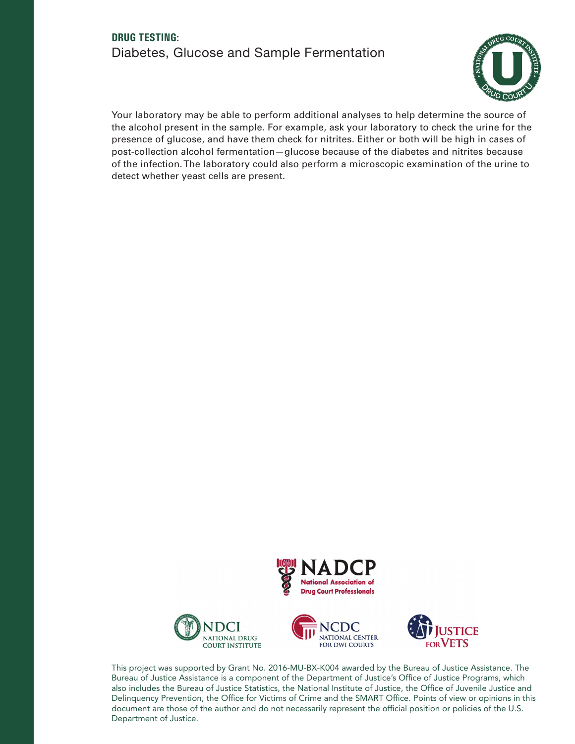**DRUG TESTING:**
Diabetes, Glucose and Sample Fermentation

Your laboratory may be able to perform additional analyses to help determine the source of the alcohol present in the sample. For example, ask your laboratory to check the urine for the presence of glucose, and have them check for nitrites. Either or both will be high in cases of post-collection alcohol fermentation—glucose because of the diabetes and nitrites because of the infection. The laboratory could also perform a microscopic examination of the urine to detect whether yeast cells are present.

This project was supported by Grant No. 2016-MU-BX-K004 awarded by the Bureau of Justice Assistance. The Bureau of Justice Assistance is a component of the Department of Justice's Office of Justice Programs, which also includes the Bureau of Justice Statistics, the National Institute of Justice, the Office of Juvenile Justice and Delinquency Prevention, the Office for Victims of Crime and the SMART Office. Points of view or opinions in this document are those of the author and do not necessarily represent the official position or policies of the U.S. Department of Justice.